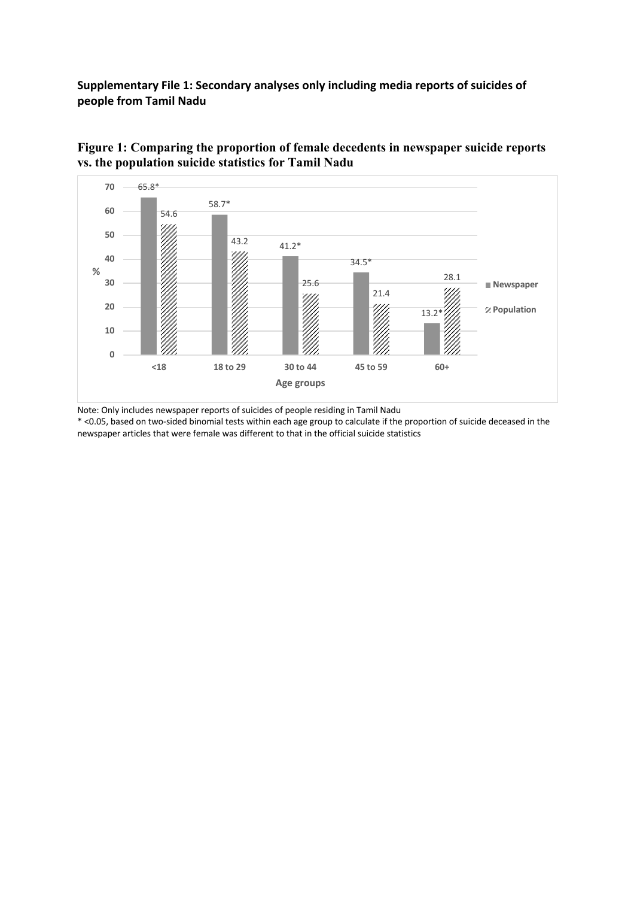**Supplementary File 1: Secondary analyses only including media reports of suicides of people from Tamil Nadu**

**Figure 1: Comparing the proportion of female decedents in newspaper suicide reports vs. the population suicide statistics for Tamil Nadu**

| Age groups | Newspaper (%) | Population (%) |
|---|---|---|
| <18 | 65.8* | 54.6 |
| 18 to 29 | 58.7* | 43.2 |
| 30 to 44 | 41.2* | 25.6 |
| 45 to 59 | 34.5* | 21.4 |
| 60+ | 13.2* | 28.1 |

Note: Only includes newspaper reports of suicides of people residing in Tamil Nadu

* <0.05, based on two-sided binomial tests within each age group to calculate if the proportion of suicide deceased in the newspaper articles that were female was different to that in the official suicide statistics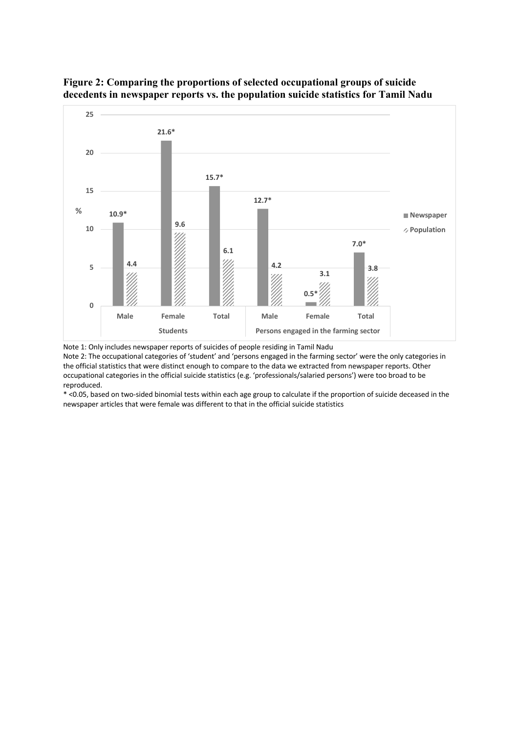**Figure 2: Comparing the proportions of selected occupational groups of suicide decedents in newspaper reports vs. the population suicide statistics for Tamil Nadu**

| | Students | | | Persons engaged in the farming sector | | |
|---|---|---|---|---|---|---|
| % | Male | Female | Total | Male | Female | Total |
| Newspaper | 10.9* | 21.6* | 15.7* | 12.7* | 0.5* | 7.0* |
| Population | 4.4 | 9.6 | 6.1 | 4.2 | 3.1 | 3.8 |

Note 1: Only includes newspaper reports of suicides of people residing in Tamil Nadu

Note 2: The occupational categories of 'student' and 'persons engaged in the farming sector' were the only categories in the official statistics that were distinct enough to compare to the data we extracted from newspaper reports. Other occupational categories in the official suicide statistics (e.g. 'professionals/salaried persons') were too broad to be reproduced.

* <0.05, based on two-sided binomial tests within each age group to calculate if the proportion of suicide deceased in the newspaper articles that were female was different to that in the official suicide statistics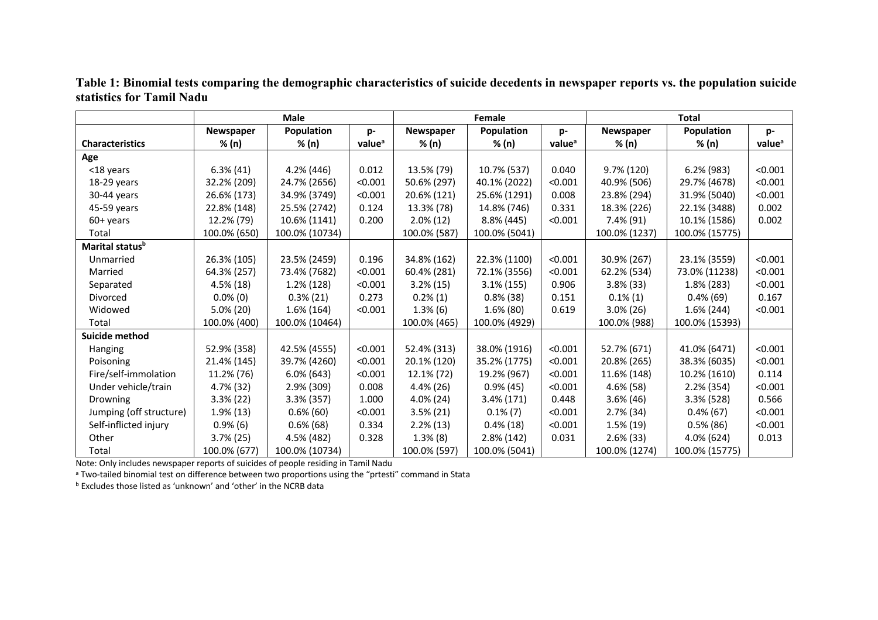**Table 1: Binomial tests comparing the demographic characteristics of suicide decedents in newspaper reports vs. the population suicide statistics for Tamil Nadu**

| | Male | | | Female | | | Total | | |
|---|---|---|---|---|---|---|---|---|---|
| **Characteristics** | **Newspaper % (n)** | **Population % (n)** | **p-value[a]** | **Newspaper % (n)** | **Population % (n)** | **p-value[a]** | **Newspaper % (n)** | **Population % (n)** | **p-value[a]** |
| **Age** | | | | | | | | | |
| <18 years | 6.3% (41) | 4.2% (446) | 0.012 | 13.5% (79) | 10.7% (537) | 0.040 | 9.7% (120) | 6.2% (983) | <0.001 |
| 18-29 years | 32.2% (209) | 24.7% (2656) | <0.001 | 50.6% (297) | 40.1% (2022) | <0.001 | 40.9% (506) | 29.7% (4678) | <0.001 |
| 30-44 years | 26.6% (173) | 34.9% (3749) | <0.001 | 20.6% (121) | 25.6% (1291) | 0.008 | 23.8% (294) | 31.9% (5040) | <0.001 |
| 45-59 years | 22.8% (148) | 25.5% (2742) | 0.124 | 13.3% (78) | 14.8% (746) | 0.331 | 18.3% (226) | 22.1% (3488) | 0.002 |
| 60+ years | 12.2% (79) | 10.6% (1141) | 0.200 | 2.0% (12) | 8.8% (445) | <0.001 | 7.4% (91) | 10.1% (1586) | 0.002 |
| Total | 100.0% (650) | 100.0% (10734) | | 100.0% (587) | 100.0% (5041) | | 100.0% (1237) | 100.0% (15775) | |
| **Marital status[b]** | | | | | | | | | |
| Unmarried | 26.3% (105) | 23.5% (2459) | 0.196 | 34.8% (162) | 22.3% (1100) | <0.001 | 30.9% (267) | 23.1% (3559) | <0.001 |
| Married | 64.3% (257) | 73.4% (7682) | <0.001 | 60.4% (281) | 72.1% (3556) | <0.001 | 62.2% (534) | 73.0% (11238) | <0.001 |
| Separated | 4.5% (18) | 1.2% (128) | <0.001 | 3.2% (15) | 3.1% (155) | 0.906 | 3.8% (33) | 1.8% (283) | <0.001 |
| Divorced | 0.0% (0) | 0.3% (21) | 0.273 | 0.2% (1) | 0.8% (38) | 0.151 | 0.1% (1) | 0.4% (69) | 0.167 |
| Widowed | 5.0% (20) | 1.6% (164) | <0.001 | 1.3% (6) | 1.6% (80) | 0.619 | 3.0% (26) | 1.6% (244) | <0.001 |
| Total | 100.0% (400) | 100.0% (10464) | | 100.0% (465) | 100.0% (4929) | | 100.0% (988) | 100.0% (15393) | |
| **Suicide method** | | | | | | | | | |
| Hanging | 52.9% (358) | 42.5% (4555) | <0.001 | 52.4% (313) | 38.0% (1916) | <0.001 | 52.7% (671) | 41.0% (6471) | <0.001 |
| Poisoning | 21.4% (145) | 39.7% (4260) | <0.001 | 20.1% (120) | 35.2% (1775) | <0.001 | 20.8% (265) | 38.3% (6035) | <0.001 |
| Fire/self-immolation | 11.2% (76) | 6.0% (643) | <0.001 | 12.1% (72) | 19.2% (967) | <0.001 | 11.6% (148) | 10.2% (1610) | 0.114 |
| Under vehicle/train | 4.7% (32) | 2.9% (309) | 0.008 | 4.4% (26) | 0.9% (45) | <0.001 | 4.6% (58) | 2.2% (354) | <0.001 |
| Drowning | 3.3% (22) | 3.3% (357) | 1.000 | 4.0% (24) | 3.4% (171) | 0.448 | 3.6% (46) | 3.3% (528) | 0.566 |
| Jumping (off structure) | 1.9% (13) | 0.6% (60) | <0.001 | 3.5% (21) | 0.1% (7) | <0.001 | 2.7% (34) | 0.4% (67) | <0.001 |
| Self-inflicted injury | 0.9% (6) | 0.6% (68) | 0.334 | 2.2% (13) | 0.4% (18) | <0.001 | 1.5% (19) | 0.5% (86) | <0.001 |
| Other | 3.7% (25) | 4.5% (482) | 0.328 | 1.3% (8) | 2.8% (142) | 0.031 | 2.6% (33) | 4.0% (624) | 0.013 |
| Total | 100.0% (677) | 100.0% (10734) | | 100.0% (597) | 100.0% (5041) | | 100.0% (1274) | 100.0% (15775) | |

Note: Only includes newspaper reports of suicides of people residing in Tamil Nadu

[a] Two-tailed binomial test on difference between two proportions using the "prtesti" command in Stata

[b] Excludes those listed as 'unknown' and 'other' in the NCRB data